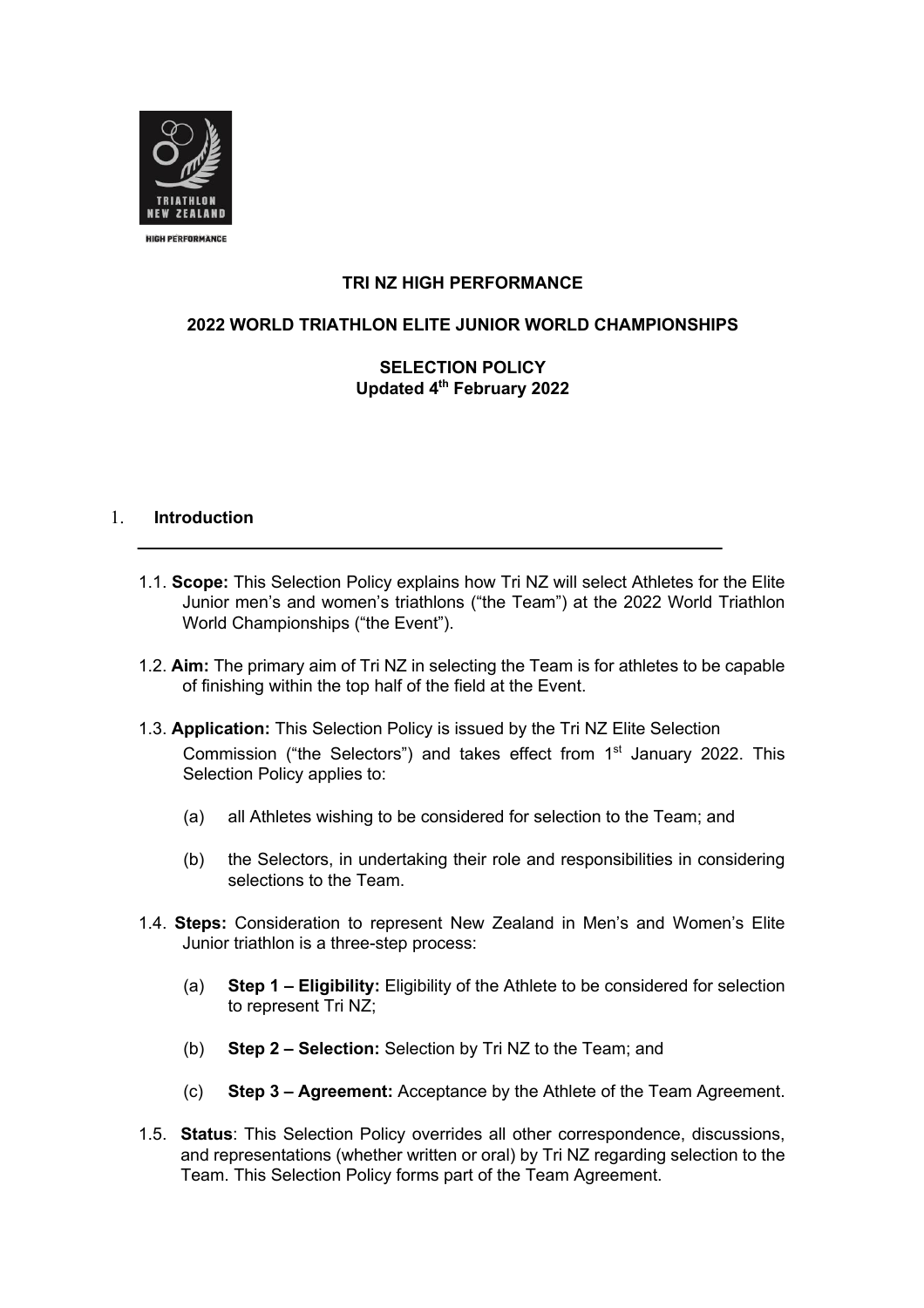**TRI NZ HIGH PERFORMANCE**

**2022 WORLD TRIATHLON ELITE JUNIOR WORLD CHAMPIONSHIPS**

**SELECTION POLICY**
**Updated 4th February 2022**

## 1. Introduction

1.1. **Scope:** This Selection Policy explains how Tri NZ will select Athletes for the Elite Junior men's and women's triathlons ("the Team") at the 2022 World Triathlon World Championships ("the Event").

1.2. **Aim:** The primary aim of Tri NZ in selecting the Team is for athletes to be capable of finishing within the top half of the field at the Event.

1.3. **Application:** This Selection Policy is issued by the Tri NZ Elite Selection Commission ("the Selectors") and takes effect from 1st January 2022. This Selection Policy applies to:

- (a) all Athletes wishing to be considered for selection to the Team; and
- (b) the Selectors, in undertaking their role and responsibilities in considering selections to the Team.

1.4. **Steps:** Consideration to represent New Zealand in Men's and Women's Elite Junior triathlon is a three-step process:

- (a) **Step 1 – Eligibility:** Eligibility of the Athlete to be considered for selection to represent Tri NZ;
- (b) **Step 2 – Selection:** Selection by Tri NZ to the Team; and
- (c) **Step 3 – Agreement:** Acceptance by the Athlete of the Team Agreement.

1.5. **Status**: This Selection Policy overrides all other correspondence, discussions, and representations (whether written or oral) by Tri NZ regarding selection to the Team. This Selection Policy forms part of the Team Agreement.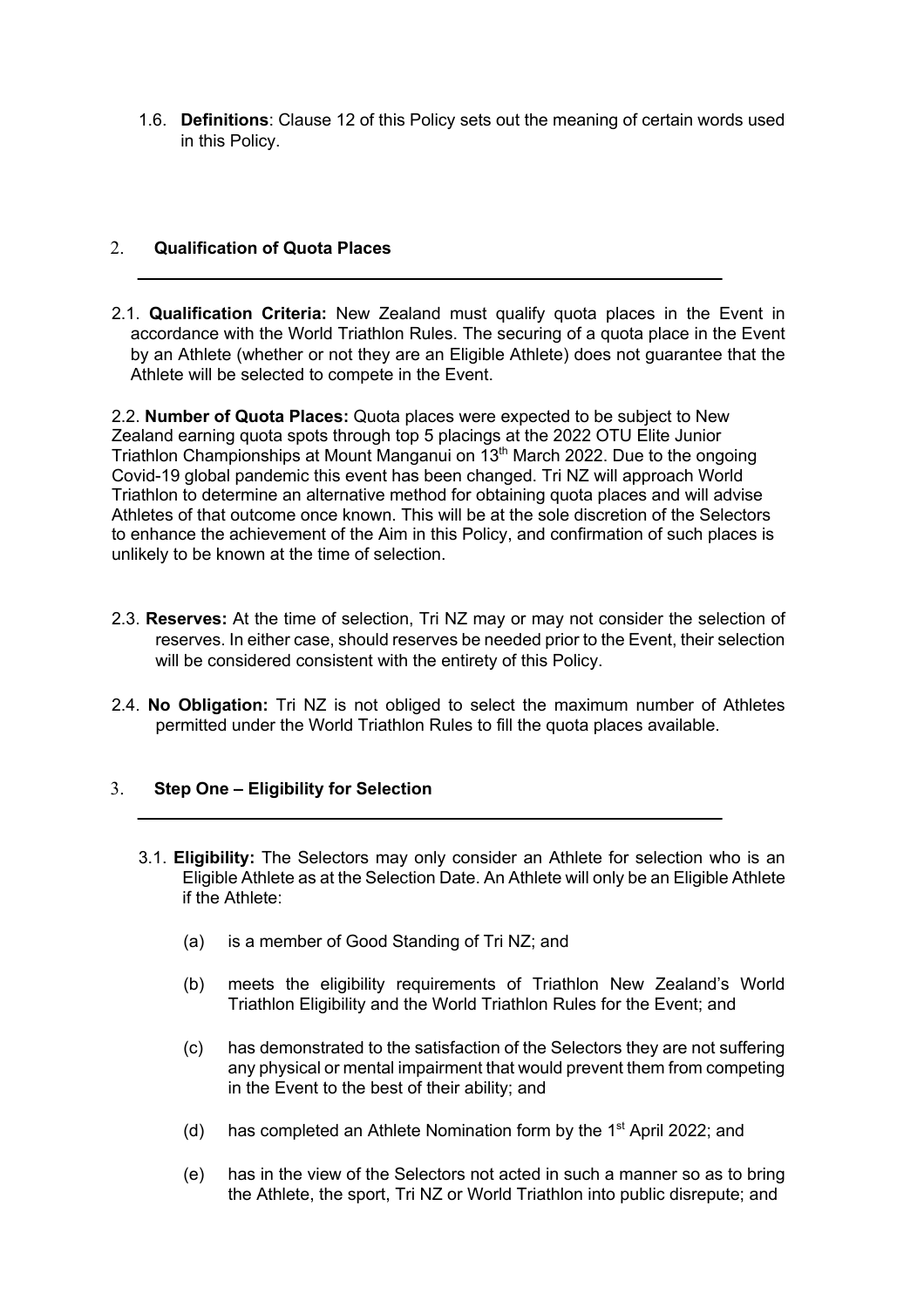1.6. **Definitions**: Clause 12 of this Policy sets out the meaning of certain words used in this Policy.

## 2. Qualification of Quota Places

2.1. **Qualification Criteria:** New Zealand must qualify quota places in the Event in accordance with the World Triathlon Rules. The securing of a quota place in the Event by an Athlete (whether or not they are an Eligible Athlete) does not guarantee that the Athlete will be selected to compete in the Event.

2.2. **Number of Quota Places:** Quota places were expected to be subject to New Zealand earning quota spots through top 5 placings at the 2022 OTU Elite Junior Triathlon Championships at Mount Manganui on 13th March 2022. Due to the ongoing Covid-19 global pandemic this event has been changed. Tri NZ will approach World Triathlon to determine an alternative method for obtaining quota places and will advise Athletes of that outcome once known. This will be at the sole discretion of the Selectors to enhance the achievement of the Aim in this Policy, and confirmation of such places is unlikely to be known at the time of selection.

2.3. **Reserves:** At the time of selection, Tri NZ may or may not consider the selection of reserves. In either case, should reserves be needed prior to the Event, their selection will be considered consistent with the entirety of this Policy.

2.4. **No Obligation:** Tri NZ is not obliged to select the maximum number of Athletes permitted under the World Triathlon Rules to fill the quota places available.

## 3. Step One – Eligibility for Selection

3.1. **Eligibility:** The Selectors may only consider an Athlete for selection who is an Eligible Athlete as at the Selection Date. An Athlete will only be an Eligible Athlete if the Athlete:

(a) is a member of Good Standing of Tri NZ; and

(b) meets the eligibility requirements of Triathlon New Zealand's World Triathlon Eligibility and the World Triathlon Rules for the Event; and

(c) has demonstrated to the satisfaction of the Selectors they are not suffering any physical or mental impairment that would prevent them from competing in the Event to the best of their ability; and

(d) has completed an Athlete Nomination form by the 1st April 2022; and

(e) has in the view of the Selectors not acted in such a manner so as to bring the Athlete, the sport, Tri NZ or World Triathlon into public disrepute; and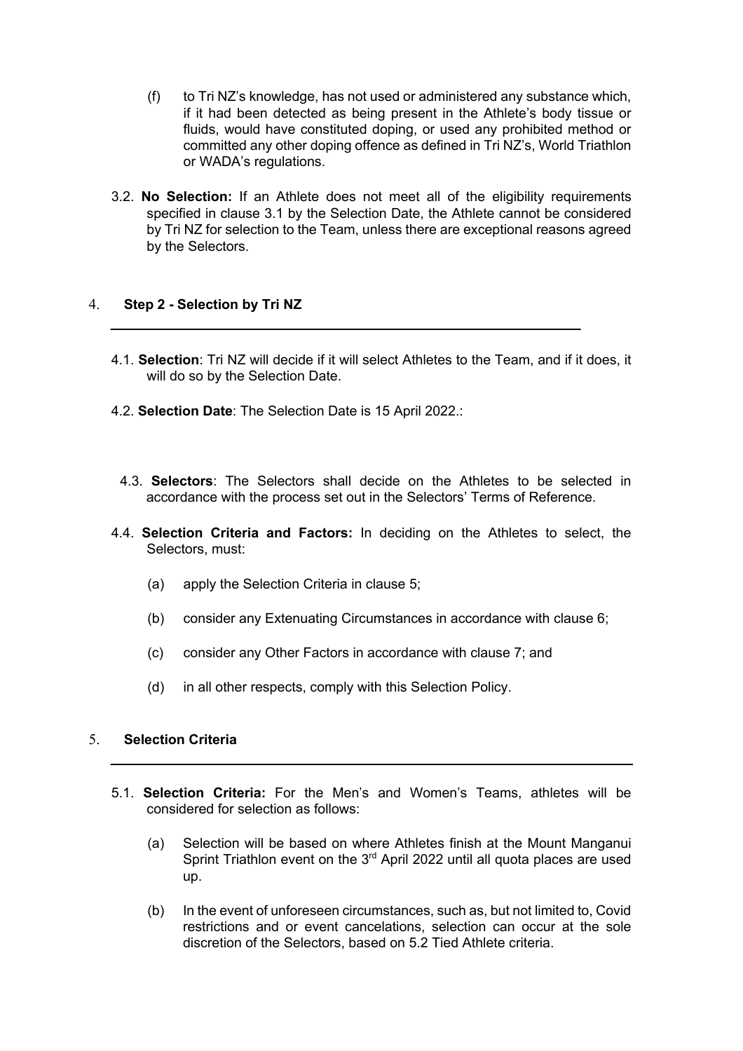(f) to Tri NZ's knowledge, has not used or administered any substance which, if it had been detected as being present in the Athlete's body tissue or fluids, would have constituted doping, or used any prohibited method or committed any other doping offence as defined in Tri NZ's, World Triathlon or WADA's regulations.

3.2. **No Selection:** If an Athlete does not meet all of the eligibility requirements specified in clause 3.1 by the Selection Date, the Athlete cannot be considered by Tri NZ for selection to the Team, unless there are exceptional reasons agreed by the Selectors.

## 4. Step 2 - Selection by Tri NZ

4.1. **Selection**: Tri NZ will decide if it will select Athletes to the Team, and if it does, it will do so by the Selection Date.

4.2. **Selection Date**: The Selection Date is 15 April 2022.:

4.3. **Selectors**: The Selectors shall decide on the Athletes to be selected in accordance with the process set out in the Selectors' Terms of Reference.

4.4. **Selection Criteria and Factors:** In deciding on the Athletes to select, the Selectors, must:

(a) apply the Selection Criteria in clause 5;

(b) consider any Extenuating Circumstances in accordance with clause 6;

(c) consider any Other Factors in accordance with clause 7; and

(d) in all other respects, comply with this Selection Policy.

## 5. Selection Criteria

5.1. **Selection Criteria:** For the Men's and Women's Teams, athletes will be considered for selection as follows:

(a) Selection will be based on where Athletes finish at the Mount Manganui Sprint Triathlon event on the 3rd April 2022 until all quota places are used up.

(b) In the event of unforeseen circumstances, such as, but not limited to, Covid restrictions and or event cancelations, selection can occur at the sole discretion of the Selectors, based on 5.2 Tied Athlete criteria.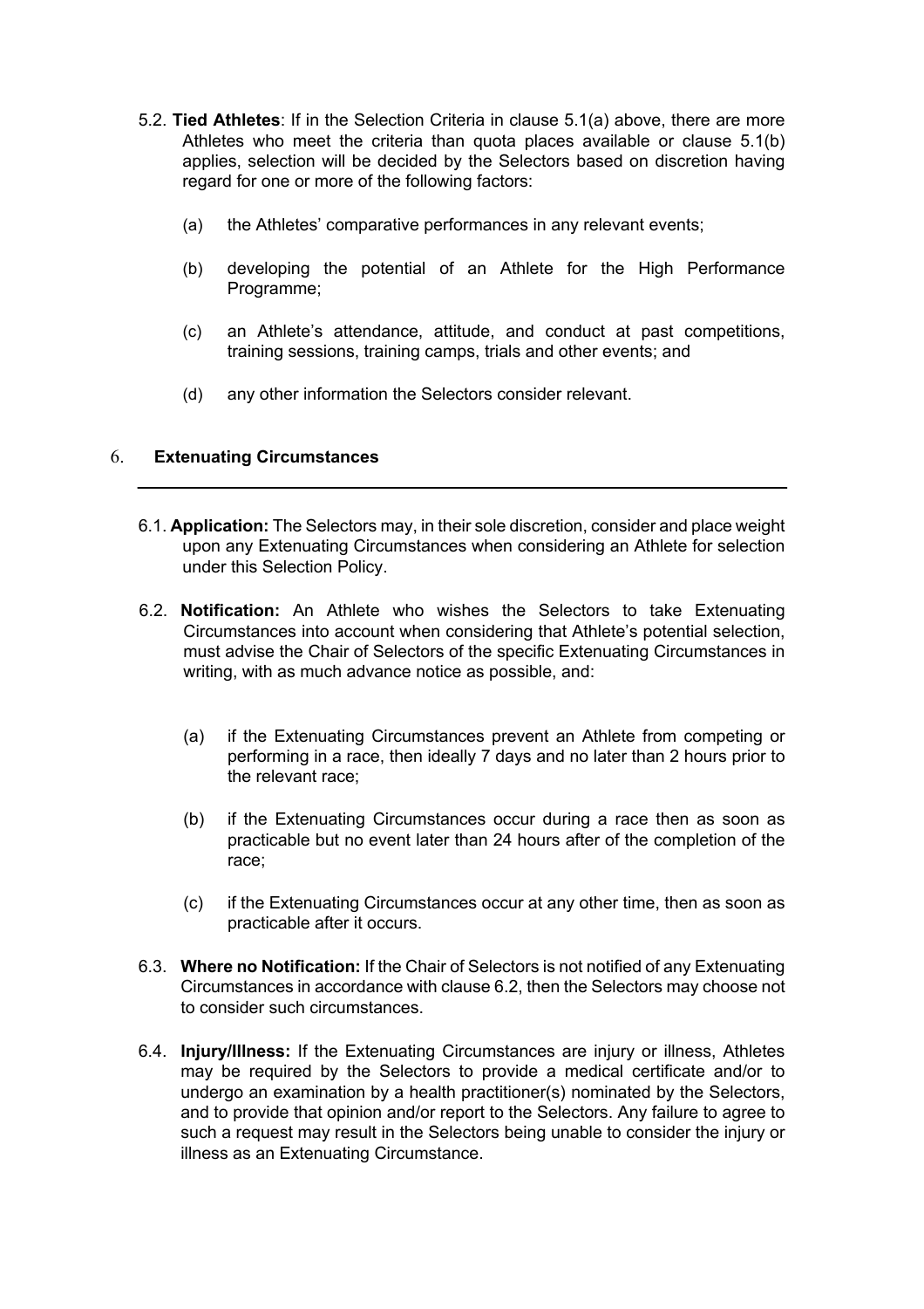5.2. **Tied Athletes**: If in the Selection Criteria in clause 5.1(a) above, there are more Athletes who meet the criteria than quota places available or clause 5.1(b) applies, selection will be decided by the Selectors based on discretion having regard for one or more of the following factors:

(a) the Athletes' comparative performances in any relevant events;

(b) developing the potential of an Athlete for the High Performance Programme;

(c) an Athlete's attendance, attitude, and conduct at past competitions, training sessions, training camps, trials and other events; and

(d) any other information the Selectors consider relevant.

## 6. Extenuating Circumstances

6.1. **Application:** The Selectors may, in their sole discretion, consider and place weight upon any Extenuating Circumstances when considering an Athlete for selection under this Selection Policy.

6.2. **Notification:** An Athlete who wishes the Selectors to take Extenuating Circumstances into account when considering that Athlete's potential selection, must advise the Chair of Selectors of the specific Extenuating Circumstances in writing, with as much advance notice as possible, and:

(a) if the Extenuating Circumstances prevent an Athlete from competing or performing in a race, then ideally 7 days and no later than 2 hours prior to the relevant race;

(b) if the Extenuating Circumstances occur during a race then as soon as practicable but no event later than 24 hours after of the completion of the race;

(c) if the Extenuating Circumstances occur at any other time, then as soon as practicable after it occurs.

6.3. **Where no Notification:** If the Chair of Selectors is not notified of any Extenuating Circumstances in accordance with clause 6.2, then the Selectors may choose not to consider such circumstances.

6.4. **Injury/Illness:** If the Extenuating Circumstances are injury or illness, Athletes may be required by the Selectors to provide a medical certificate and/or to undergo an examination by a health practitioner(s) nominated by the Selectors, and to provide that opinion and/or report to the Selectors. Any failure to agree to such a request may result in the Selectors being unable to consider the injury or illness as an Extenuating Circumstance.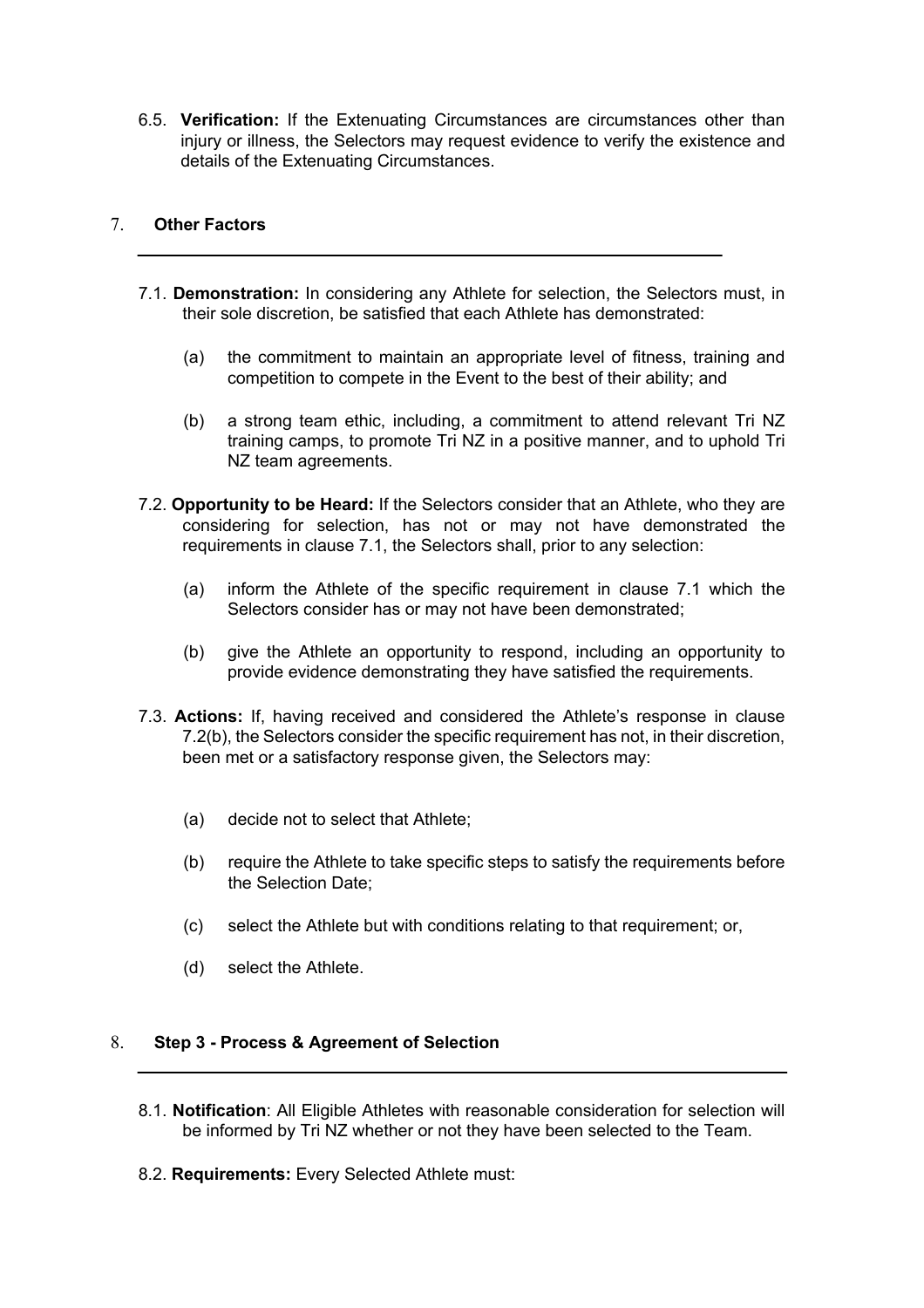6.5. **Verification:** If the Extenuating Circumstances are circumstances other than injury or illness, the Selectors may request evidence to verify the existence and details of the Extenuating Circumstances.

## 7. Other Factors

7.1. **Demonstration:** In considering any Athlete for selection, the Selectors must, in their sole discretion, be satisfied that each Athlete has demonstrated:

(a) the commitment to maintain an appropriate level of fitness, training and competition to compete in the Event to the best of their ability; and

(b) a strong team ethic, including, a commitment to attend relevant Tri NZ training camps, to promote Tri NZ in a positive manner, and to uphold Tri NZ team agreements.

7.2. **Opportunity to be Heard:** If the Selectors consider that an Athlete, who they are considering for selection, has not or may not have demonstrated the requirements in clause 7.1, the Selectors shall, prior to any selection:

(a) inform the Athlete of the specific requirement in clause 7.1 which the Selectors consider has or may not have been demonstrated;

(b) give the Athlete an opportunity to respond, including an opportunity to provide evidence demonstrating they have satisfied the requirements.

7.3. **Actions:** If, having received and considered the Athlete's response in clause 7.2(b), the Selectors consider the specific requirement has not, in their discretion, been met or a satisfactory response given, the Selectors may:

(a) decide not to select that Athlete;

(b) require the Athlete to take specific steps to satisfy the requirements before the Selection Date;

(c) select the Athlete but with conditions relating to that requirement; or,

(d) select the Athlete.

## 8. Step 3 - Process & Agreement of Selection

8.1. **Notification**: All Eligible Athletes with reasonable consideration for selection will be informed by Tri NZ whether or not they have been selected to the Team.

8.2. **Requirements:** Every Selected Athlete must: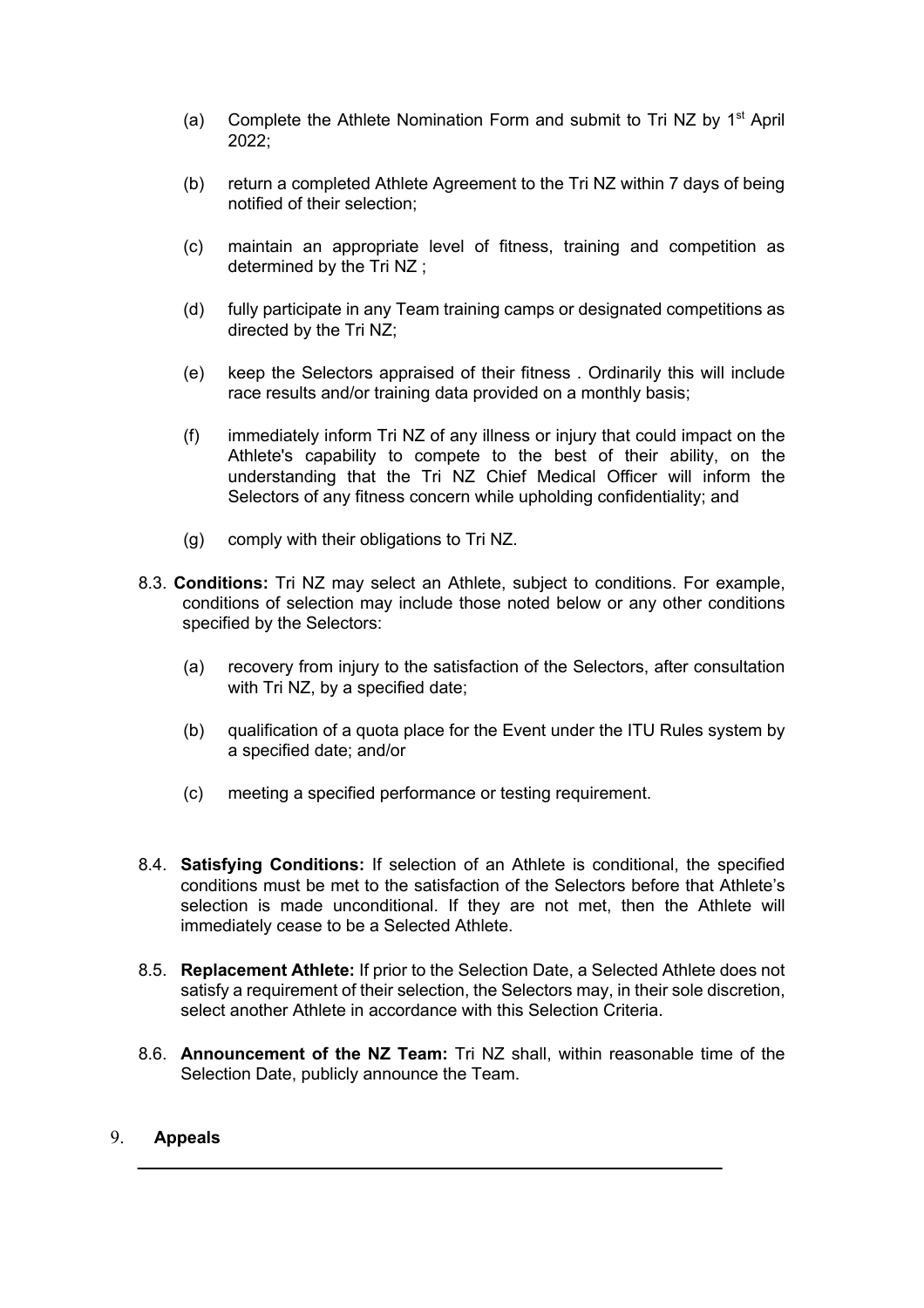(a) Complete the Athlete Nomination Form and submit to Tri NZ by 1st April 2022;

(b) return a completed Athlete Agreement to the Tri NZ within 7 days of being notified of their selection;

(c) maintain an appropriate level of fitness, training and competition as determined by the Tri NZ ;

(d) fully participate in any Team training camps or designated competitions as directed by the Tri NZ;

(e) keep the Selectors appraised of their fitness . Ordinarily this will include race results and/or training data provided on a monthly basis;

(f) immediately inform Tri NZ of any illness or injury that could impact on the Athlete's capability to compete to the best of their ability, on the understanding that the Tri NZ Chief Medical Officer will inform the Selectors of any fitness concern while upholding confidentiality; and

(g) comply with their obligations to Tri NZ.

8.3. **Conditions:** Tri NZ may select an Athlete, subject to conditions. For example, conditions of selection may include those noted below or any other conditions specified by the Selectors:

(a) recovery from injury to the satisfaction of the Selectors, after consultation with Tri NZ, by a specified date;

(b) qualification of a quota place for the Event under the ITU Rules system by a specified date; and/or

(c) meeting a specified performance or testing requirement.

8.4. **Satisfying Conditions:** If selection of an Athlete is conditional, the specified conditions must be met to the satisfaction of the Selectors before that Athlete's selection is made unconditional. If they are not met, then the Athlete will immediately cease to be a Selected Athlete.

8.5. **Replacement Athlete:** If prior to the Selection Date, a Selected Athlete does not satisfy a requirement of their selection, the Selectors may, in their sole discretion, select another Athlete in accordance with this Selection Criteria.

8.6. **Announcement of the NZ Team:** Tri NZ shall, within reasonable time of the Selection Date, publicly announce the Team.

## 9. Appeals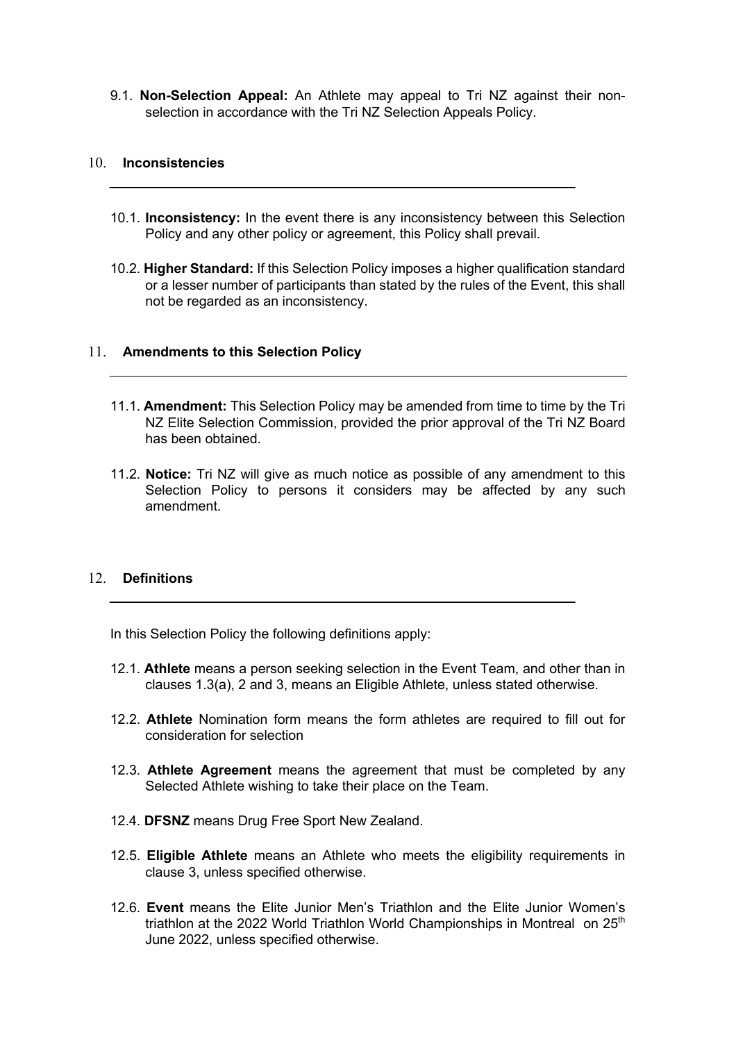9.1. **Non-Selection Appeal:** An Athlete may appeal to Tri NZ against their non-selection in accordance with the Tri NZ Selection Appeals Policy.

## 10. Inconsistencies

10.1. **Inconsistency:** In the event there is any inconsistency between this Selection Policy and any other policy or agreement, this Policy shall prevail.

10.2. **Higher Standard:** If this Selection Policy imposes a higher qualification standard or a lesser number of participants than stated by the rules of the Event, this shall not be regarded as an inconsistency.

## 11. Amendments to this Selection Policy

11.1. **Amendment:** This Selection Policy may be amended from time to time by the Tri NZ Elite Selection Commission, provided the prior approval of the Tri NZ Board has been obtained.

11.2. **Notice:** Tri NZ will give as much notice as possible of any amendment to this Selection Policy to persons it considers may be affected by any such amendment.

## 12. Definitions

In this Selection Policy the following definitions apply:

12.1. **Athlete** means a person seeking selection in the Event Team, and other than in clauses 1.3(a), 2 and 3, means an Eligible Athlete, unless stated otherwise.

12.2. **Athlete** Nomination form means the form athletes are required to fill out for consideration for selection

12.3. **Athlete Agreement** means the agreement that must be completed by any Selected Athlete wishing to take their place on the Team.

12.4. **DFSNZ** means Drug Free Sport New Zealand.

12.5. **Eligible Athlete** means an Athlete who meets the eligibility requirements in clause 3, unless specified otherwise.

12.6. **Event** means the Elite Junior Men's Triathlon and the Elite Junior Women's triathlon at the 2022 World Triathlon World Championships in Montreal on 25th June 2022, unless specified otherwise.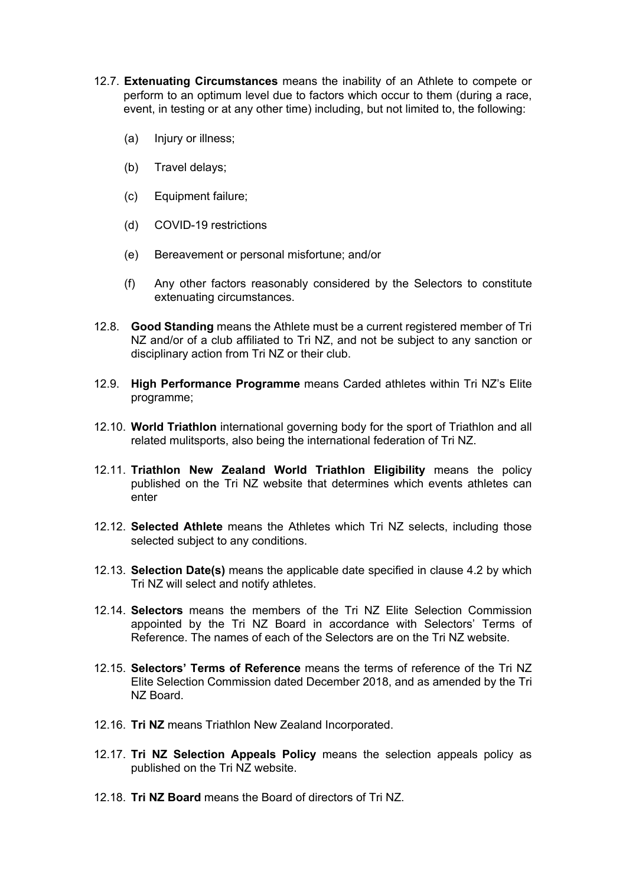12.7. **Extenuating Circumstances** means the inability of an Athlete to compete or perform to an optimum level due to factors which occur to them (during a race, event, in testing or at any other time) including, but not limited to, the following:

(a) Injury or illness;

(b) Travel delays;

(c) Equipment failure;

(d) COVID-19 restrictions

(e) Bereavement or personal misfortune; and/or

(f) Any other factors reasonably considered by the Selectors to constitute extenuating circumstances.

12.8. **Good Standing** means the Athlete must be a current registered member of Tri NZ and/or of a club affiliated to Tri NZ, and not be subject to any sanction or disciplinary action from Tri NZ or their club.

12.9. **High Performance Programme** means Carded athletes within Tri NZ's Elite programme;

12.10. **World Triathlon** international governing body for the sport of Triathlon and all related mulitsports, also being the international federation of Tri NZ.

12.11. **Triathlon New Zealand World Triathlon Eligibility** means the policy published on the Tri NZ website that determines which events athletes can enter

12.12. **Selected Athlete** means the Athletes which Tri NZ selects, including those selected subject to any conditions.

12.13. **Selection Date(s)** means the applicable date specified in clause 4.2 by which Tri NZ will select and notify athletes.

12.14. **Selectors** means the members of the Tri NZ Elite Selection Commission appointed by the Tri NZ Board in accordance with Selectors' Terms of Reference. The names of each of the Selectors are on the Tri NZ website.

12.15. **Selectors' Terms of Reference** means the terms of reference of the Tri NZ Elite Selection Commission dated December 2018, and as amended by the Tri NZ Board.

12.16. **Tri NZ** means Triathlon New Zealand Incorporated.

12.17. **Tri NZ Selection Appeals Policy** means the selection appeals policy as published on the Tri NZ website.

12.18. **Tri NZ Board** means the Board of directors of Tri NZ.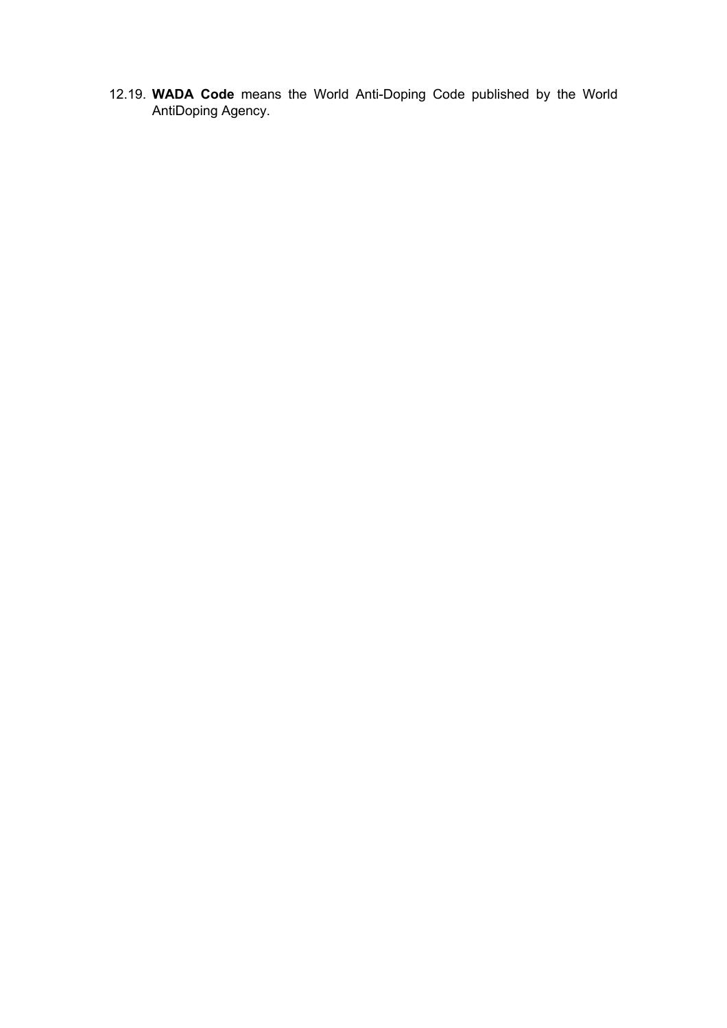12.19. **WADA Code** means the World Anti-Doping Code published by the World AntiDoping Agency.